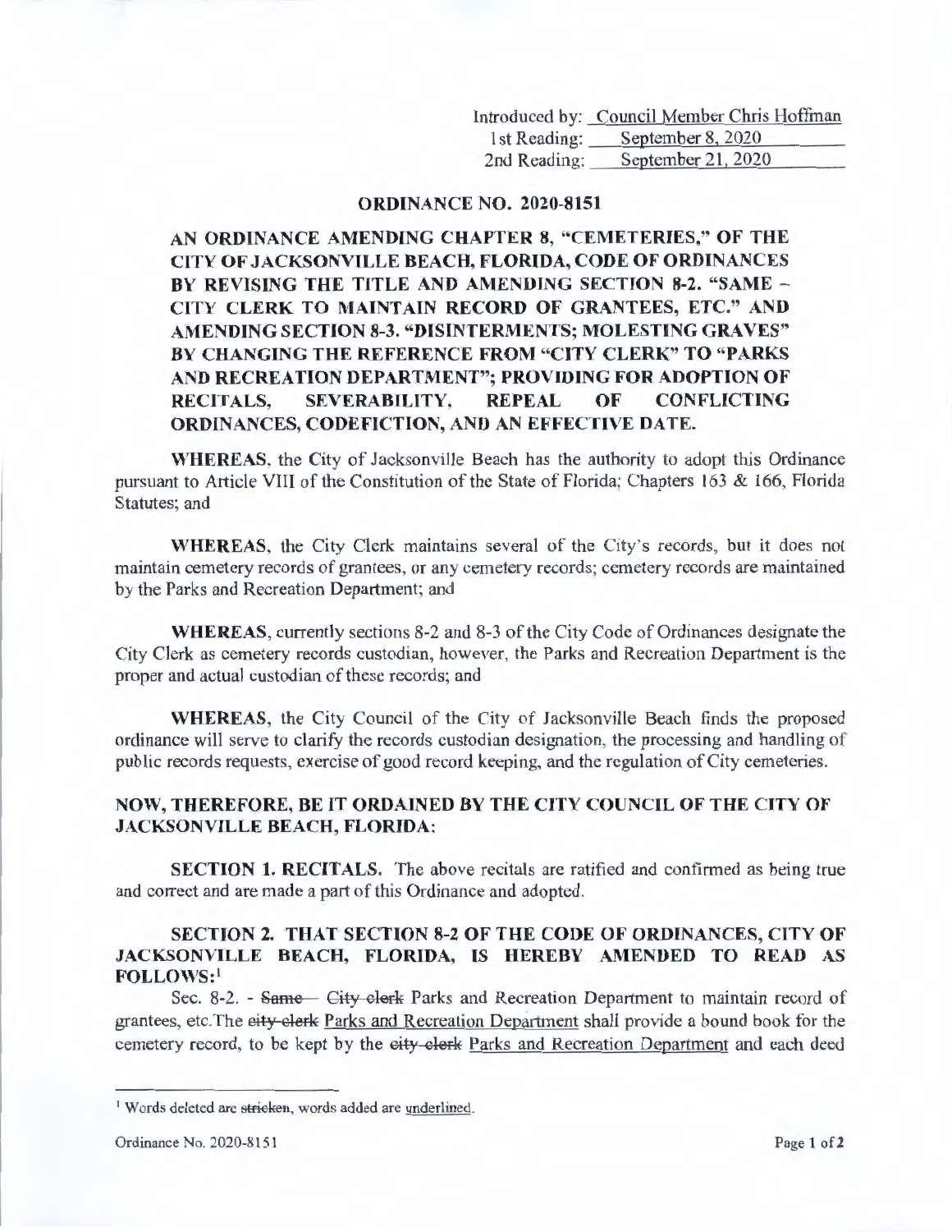Introduced by: Council Member Chris Hoffman
1st Reading: September 8, 2020
2nd Reading: September 21, 2020

## ORDINANCE NO. 2020-8151

**AN ORDINANCE AMENDING CHAPTER 8, "CEMETERIES," OF THE CITY OF JACKSONVILLE BEACH, FLORIDA, CODE OF ORDINANCES BY REVISING THE TITLE AND AMENDING SECTION 8-2. "SAME – CITY CLERK TO MAINTAIN RECORD OF GRANTEES, ETC." AND AMENDING SECTION 8-3. "DISINTERMENTS; MOLESTING GRAVES" BY CHANGING THE REFERENCE FROM "CITY CLERK" TO "PARKS AND RECREATION DEPARTMENT"; PROVIDING FOR ADOPTION OF RECITALS, SEVERABILITY, REPEAL OF CONFLICTING ORDINANCES, CODEFICTION, AND AN EFFECTIVE DATE.**

**WHEREAS**, the City of Jacksonville Beach has the authority to adopt this Ordinance pursuant to Article VIII of the Constitution of the State of Florida; Chapters 163 & 166, Florida Statutes; and

**WHEREAS**, the City Clerk maintains several of the City's records, but it does not maintain cemetery records of grantees, or any cemetery records; cemetery records are maintained by the Parks and Recreation Department; and

**WHEREAS**, currently sections 8-2 and 8-3 of the City Code of Ordinances designate the City Clerk as cemetery records custodian, however, the Parks and Recreation Department is the proper and actual custodian of these records; and

**WHEREAS**, the City Council of the City of Jacksonville Beach finds the proposed ordinance will serve to clarify the records custodian designation, the processing and handling of public records requests, exercise of good record keeping, and the regulation of City cemeteries.

**NOW, THEREFORE, BE IT ORDAINED BY THE CITY COUNCIL OF THE CITY OF JACKSONVILLE BEACH, FLORIDA:**

**SECTION 1. RECITALS.** The above recitals are ratified and confirmed as being true and correct and are made a part of this Ordinance and adopted.

**SECTION 2. THAT SECTION 8-2 OF THE CODE OF ORDINANCES, CITY OF JACKSONVILLE BEACH, FLORIDA, IS HEREBY AMENDED TO READ AS FOLLOWS:**[1]

Sec. 8-2. - ~~Same—~~ ~~City clerk~~ <u>Parks and Recreation Department</u> to maintain record of grantees, etc.The ~~city clerk~~ <u>Parks and Recreation Department</u> shall provide a bound book for the cemetery record, to be kept by the ~~city clerk~~ <u>Parks and Recreation Department</u> and each deed

[1] Words deleted are ~~stricken~~, words added are <u>underlined</u>.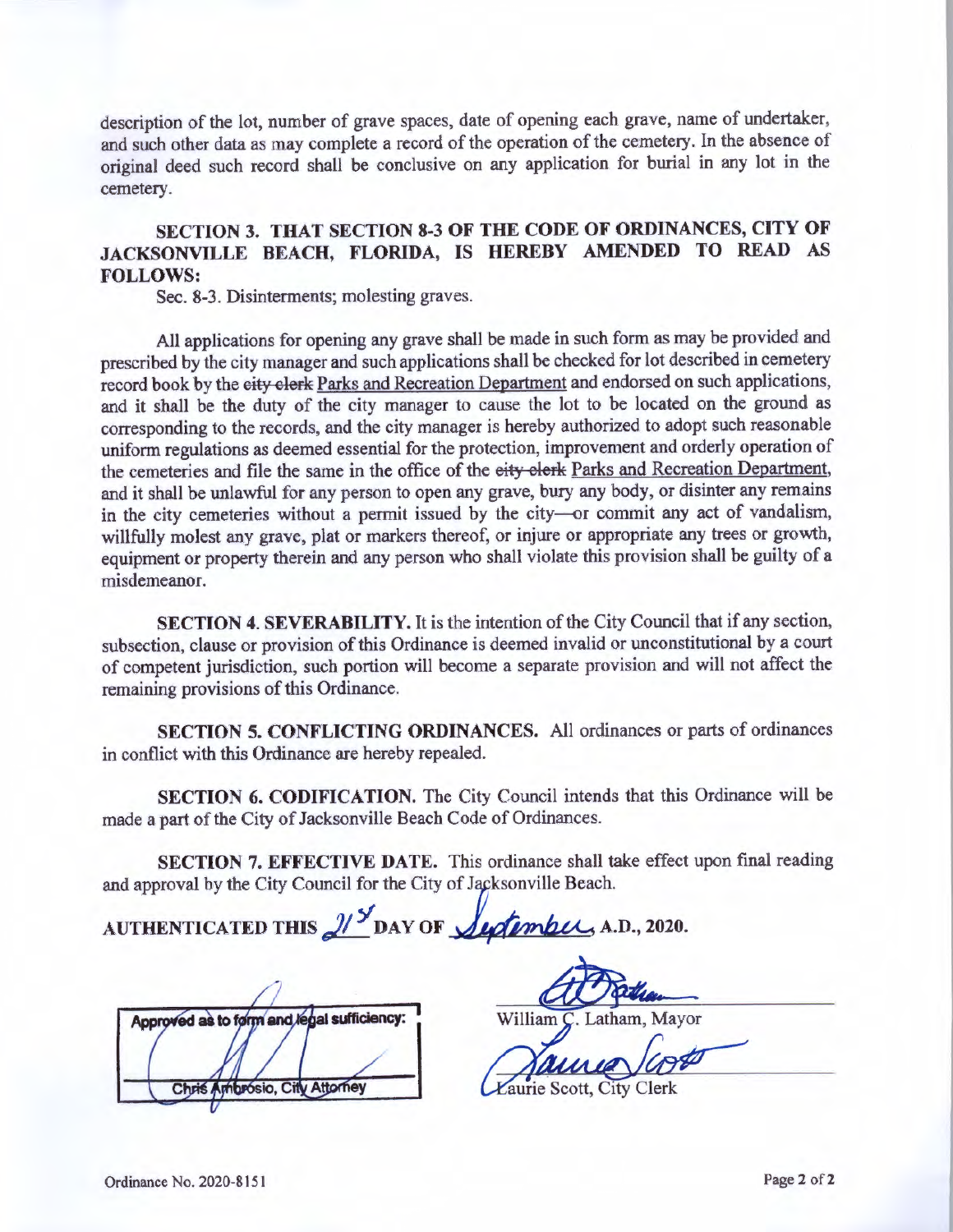description of the lot, number of grave spaces, date of opening each grave, name of undertaker, and such other data as may complete a record of the operation of the cemetery. In the absence of original deed such record shall be conclusive on any application for burial in any lot in the cemetery.

**SECTION 3. THAT SECTION 8-3 OF THE CODE OF ORDINANCES, CITY OF JACKSONVILLE BEACH, FLORIDA, IS HEREBY AMENDED TO READ AS FOLLOWS:**

Sec. 8-3. Disinterments; molesting graves.

All applications for opening any grave shall be made in such form as may be provided and prescribed by the city manager and such applications shall be checked for lot described in cemetery record book by the ~~city clerk~~ <u>Parks and Recreation Department</u> and endorsed on such applications, and it shall be the duty of the city manager to cause the lot to be located on the ground as corresponding to the records, and the city manager is hereby authorized to adopt such reasonable uniform regulations as deemed essential for the protection, improvement and orderly operation of the cemeteries and file the same in the office of the ~~city clerk~~ <u>Parks and Recreation Department</u>, and it shall be unlawful for any person to open any grave, bury any body, or disinter any remains in the city cemeteries without a permit issued by the city—or commit any act of vandalism, willfully molest any grave, plat or markers thereof, or injure or appropriate any trees or growth, equipment or property therein and any person who shall violate this provision shall be guilty of a misdemeanor.

**SECTION 4. SEVERABILITY.** It is the intention of the City Council that if any section, subsection, clause or provision of this Ordinance is deemed invalid or unconstitutional by a court of competent jurisdiction, such portion will become a separate provision and will not affect the remaining provisions of this Ordinance.

**SECTION 5. CONFLICTING ORDINANCES.** All ordinances or parts of ordinances in conflict with this Ordinance are hereby repealed.

**SECTION 6. CODIFICATION.** The City Council intends that this Ordinance will be made a part of the City of Jacksonville Beach Code of Ordinances.

**SECTION 7. EFFECTIVE DATE.** This ordinance shall take effect upon final reading and approval by the City Council for the City of Jacksonville Beach.

**AUTHENTICATED THIS** 21st **DAY OF** September**, A.D., 2020.**

Approved as to form and legal sufficiency:

Chris Ambrosio, City Attorney

William C. Latham, Mayor

Laurie Scott, City Clerk

Ordinance No. 2020-8151